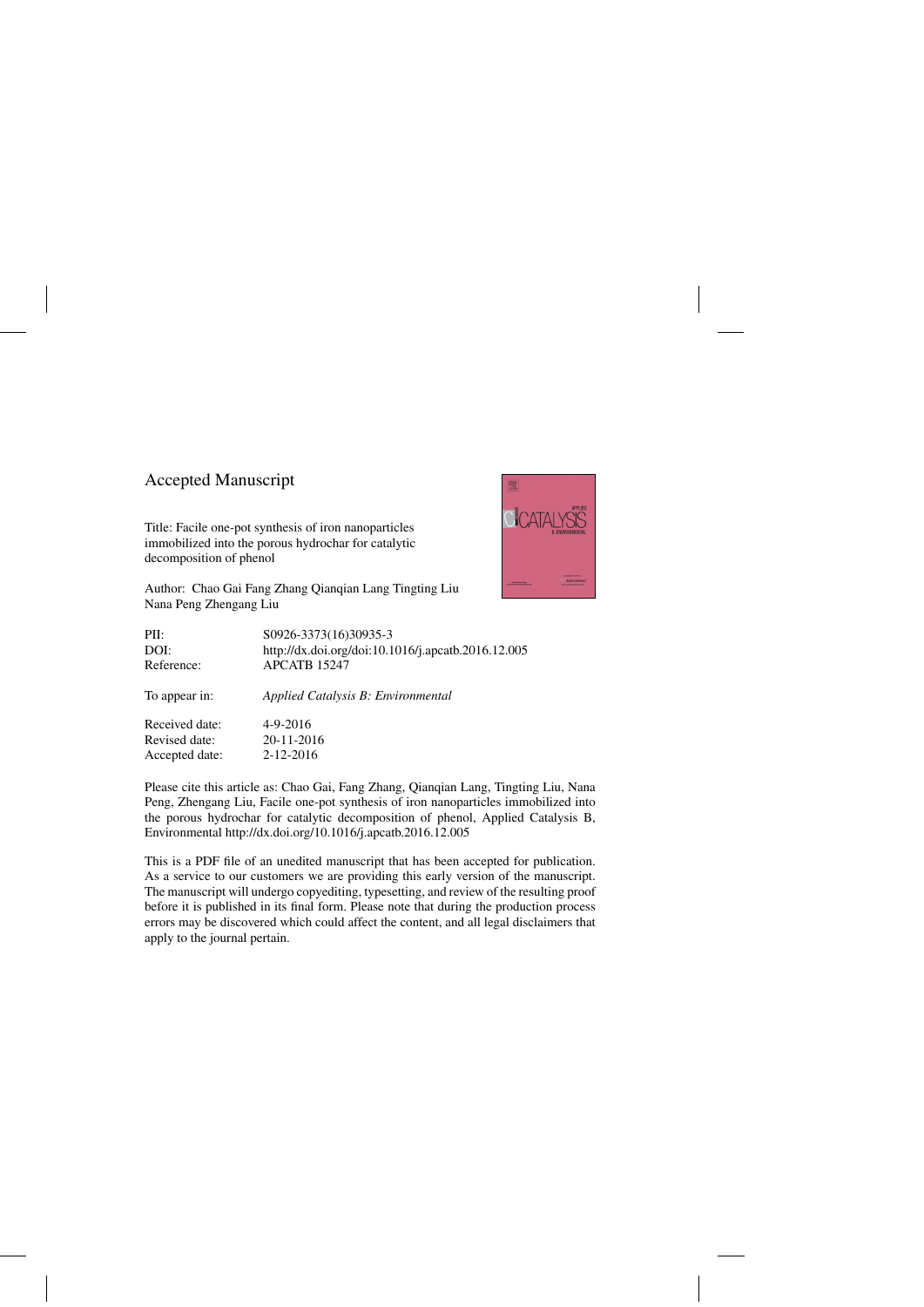# Accepted Manuscript

Title: Facile one-pot synthesis of iron nanoparticles immobilized into the porous hydrochar for catalytic decomposition of phenol

Author: Chao Gai Fang Zhang Qianqian Lang Tingting Liu Nana Peng Zhengang Liu

| | |
|---|---|
| PII: | S0926-3373(16)30935-3 |
| DOI: | http://dx.doi.org/doi:10.1016/j.apcatb.2016.12.005 |
| Reference: | APCATB 15247 |
| | |
| To appear in: | *Applied Catalysis B: Environmental* |
| | |
| Received date: | 4-9-2016 |
| Revised date: | 20-11-2016 |
| Accepted date: | 2-12-2016 |

Please cite this article as: Chao Gai, Fang Zhang, Qianqian Lang, Tingting Liu, Nana Peng, Zhengang Liu, Facile one-pot synthesis of iron nanoparticles immobilized into the porous hydrochar for catalytic decomposition of phenol, Applied Catalysis B, Environmental http://dx.doi.org/10.1016/j.apcatb.2016.12.005

This is a PDF file of an unedited manuscript that has been accepted for publication. As a service to our customers we are providing this early version of the manuscript. The manuscript will undergo copyediting, typesetting, and review of the resulting proof before it is published in its final form. Please note that during the production process errors may be discovered which could affect the content, and all legal disclaimers that apply to the journal pertain.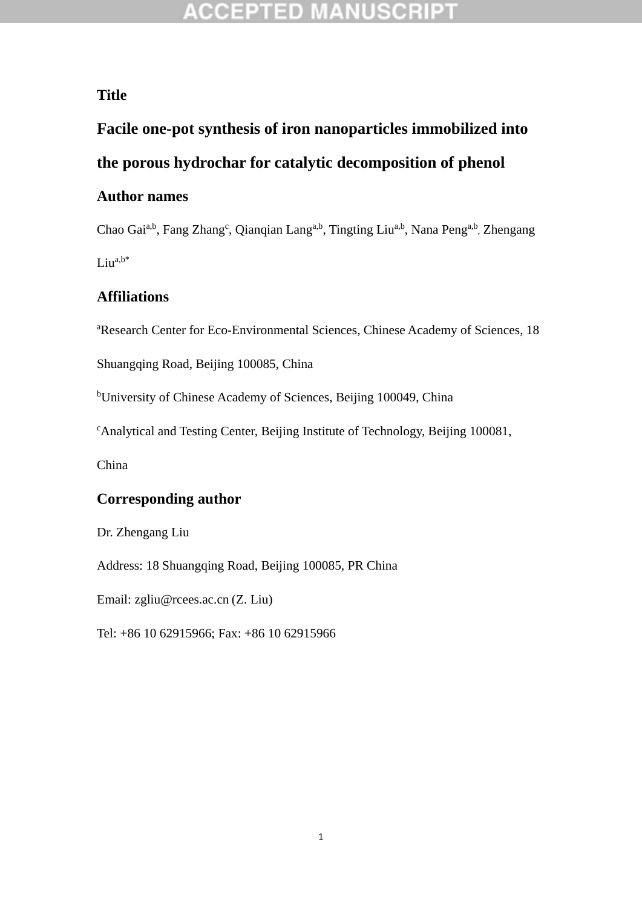## Title

# Facile one-pot synthesis of iron nanoparticles immobilized into the porous hydrochar for catalytic decomposition of phenol

## Author names

Chao Gai[a,b], Fang Zhang[c], Qianqian Lang[a,b], Tingting Liu[a,b], Nana Peng[a,b], Zhengang Liu[a,b*]

## Affiliations

[a]Research Center for Eco-Environmental Sciences, Chinese Academy of Sciences, 18 Shuangqing Road, Beijing 100085, China

[b]University of Chinese Academy of Sciences, Beijing 100049, China

[c]Analytical and Testing Center, Beijing Institute of Technology, Beijing 100081, China

## Corresponding author

Dr. Zhengang Liu

Address: 18 Shuangqing Road, Beijing 100085, PR China

Email: zgliu@rcees.ac.cn (Z. Liu)

Tel: +86 10 62915966; Fax: +86 10 62915966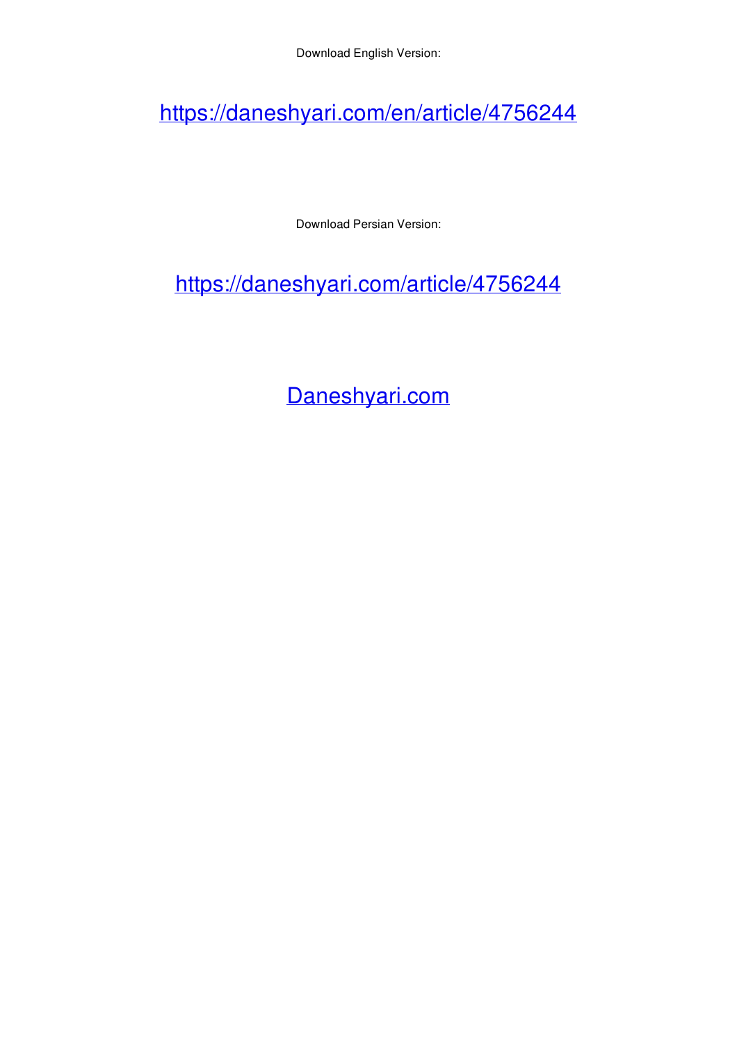Download English Version:

https://daneshyari.com/en/article/4756244

Download Persian Version:

https://daneshyari.com/article/4756244

Daneshyari.com